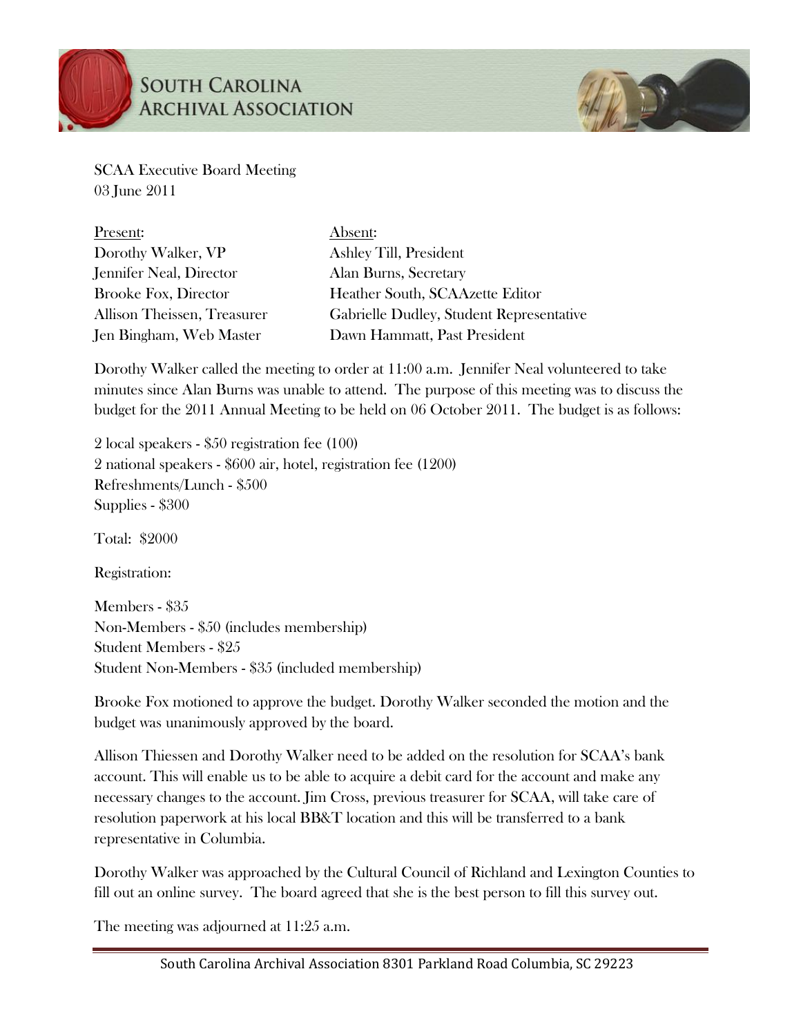# South Carolina Archival Association

SCAA Executive Board Meeting
03 June 2011

| Present: | Absent: |
|---|---|
| Dorothy Walker, VP | Ashley Till, President |
| Jennifer Neal, Director | Alan Burns, Secretary |
| Brooke Fox, Director | Heather South, SCAAzette Editor |
| Allison Theissen, Treasurer | Gabrielle Dudley, Student Representative |
| Jen Bingham, Web Master | Dawn Hammatt, Past President |

Dorothy Walker called the meeting to order at 11:00 a.m. Jennifer Neal volunteered to take minutes since Alan Burns was unable to attend. The purpose of this meeting was to discuss the budget for the 2011 Annual Meeting to be held on 06 October 2011. The budget is as follows:

2 local speakers - $50 registration fee (100)
2 national speakers - $600 air, hotel, registration fee (1200)
Refreshments/Lunch - $500
Supplies - $300

Total: $2000

Registration:

Members - $35
Non-Members - $50 (includes membership)
Student Members - $25
Student Non-Members - $35 (included membership)

Brooke Fox motioned to approve the budget. Dorothy Walker seconded the motion and the budget was unanimously approved by the board.

Allison Thiessen and Dorothy Walker need to be added on the resolution for SCAA's bank account. This will enable us to be able to acquire a debit card for the account and make any necessary changes to the account. Jim Cross, previous treasurer for SCAA, will take care of resolution paperwork at his local BB&T location and this will be transferred to a bank representative in Columbia.

Dorothy Walker was approached by the Cultural Council of Richland and Lexington Counties to fill out an online survey. The board agreed that she is the best person to fill this survey out.

The meeting was adjourned at 11:25 a.m.

South Carolina Archival Association 8301 Parkland Road Columbia, SC 29223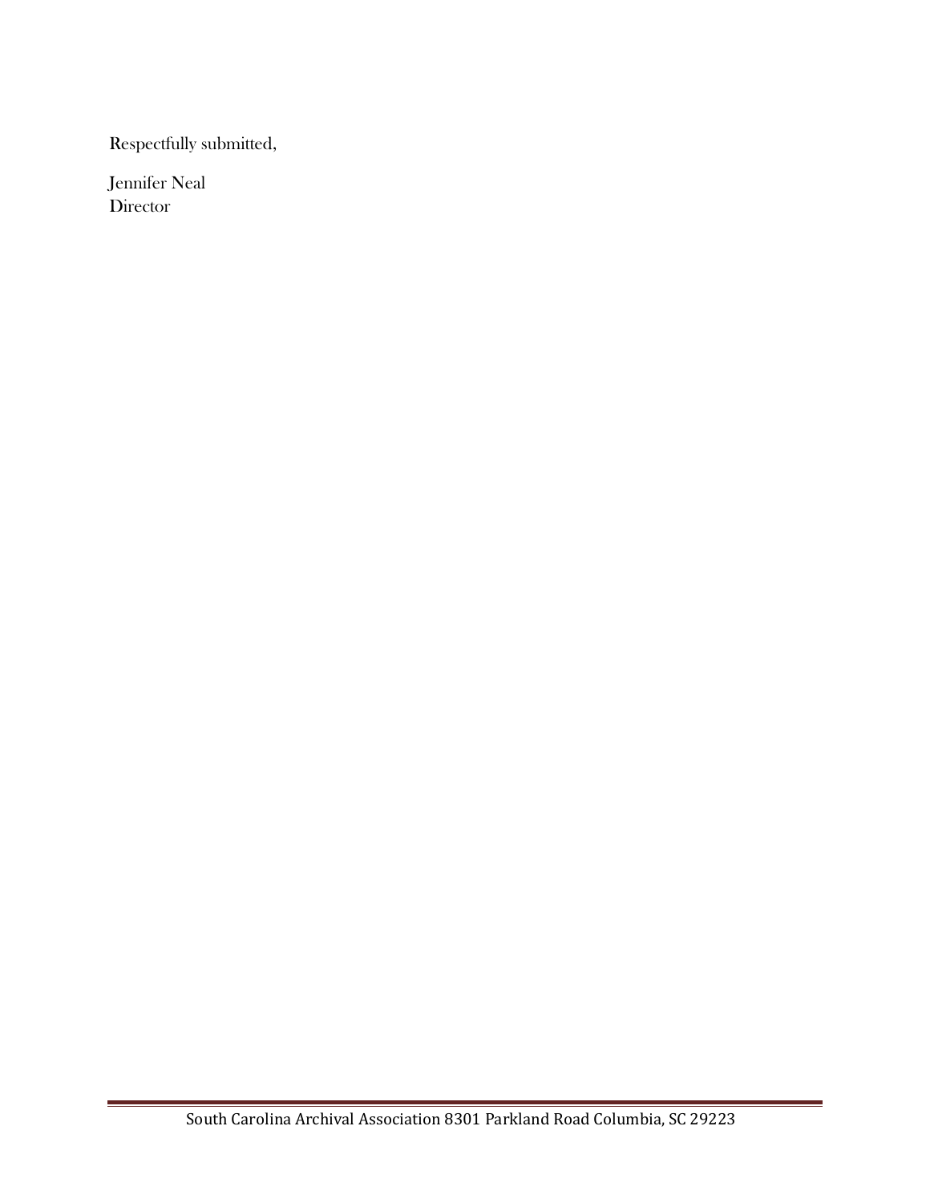Respectfully submitted,

Jennifer Neal
Director